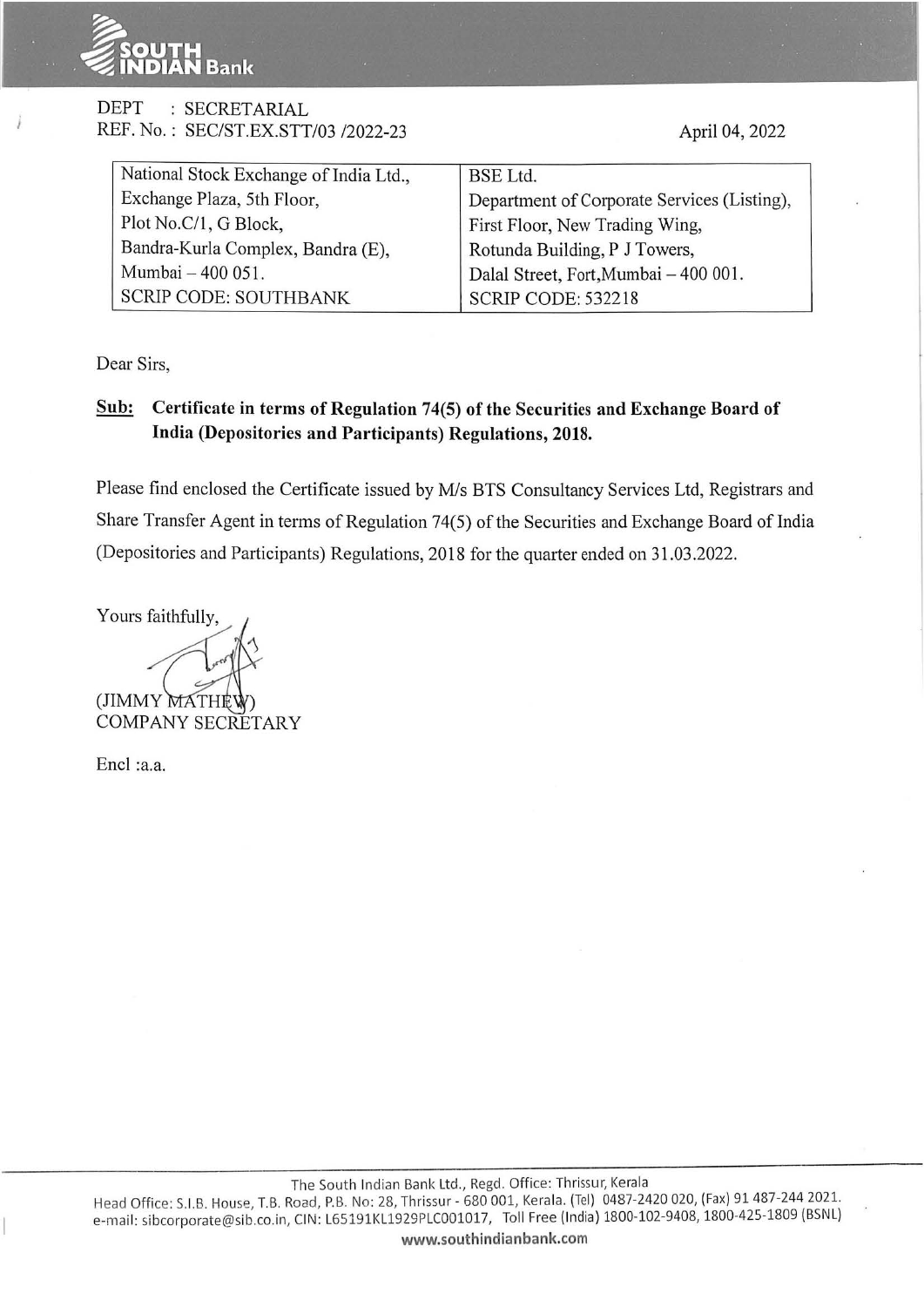DEPT : SECRETARIAL
REF. No. : SEC/ST.EX.STT/03 /2022-23

April 04, 2022

| National Stock Exchange of India Ltd., | BSE Ltd. |
|---|---|
| Exchange Plaza, 5th Floor, | Department of Corporate Services (Listing), |
| Plot No.C/1, G Block, | First Floor, New Trading Wing, |
| Bandra-Kurla Complex, Bandra (E), | Rotunda Building, P J Towers, |
| Mumbai – 400 051. | Dalal Street, Fort,Mumbai – 400 001. |
| SCRIP CODE: SOUTHBANK | SCRIP CODE: 532218 |

Dear Sirs,

**Sub: Certificate in terms of Regulation 74(5) of the Securities and Exchange Board of India (Depositories and Participants) Regulations, 2018.**

Please find enclosed the Certificate issued by M/s BTS Consultancy Services Ltd, Registrars and Share Transfer Agent in terms of Regulation 74(5) of the Securities and Exchange Board of India (Depositories and Participants) Regulations, 2018 for the quarter ended on 31.03.2022.

Yours faithfully,

(JIMMY MATHEW)
COMPANY SECRETARY

Encl :a.a.

The South Indian Bank Ltd., Regd. Office: Thrissur, Kerala
Head Office: S.I.B. House, T.B. Road, P.B. No: 28, Thrissur - 680 001, Kerala. (Tel) 0487-2420 020, (Fax) 91 487-244 2021.
e-mail: sibcorporate@sib.co.in, CIN: L65191KL1929PLC001017, Toll Free (India) 1800-102-9408, 1800-425-1809 (BSNL)
www.southindianbank.com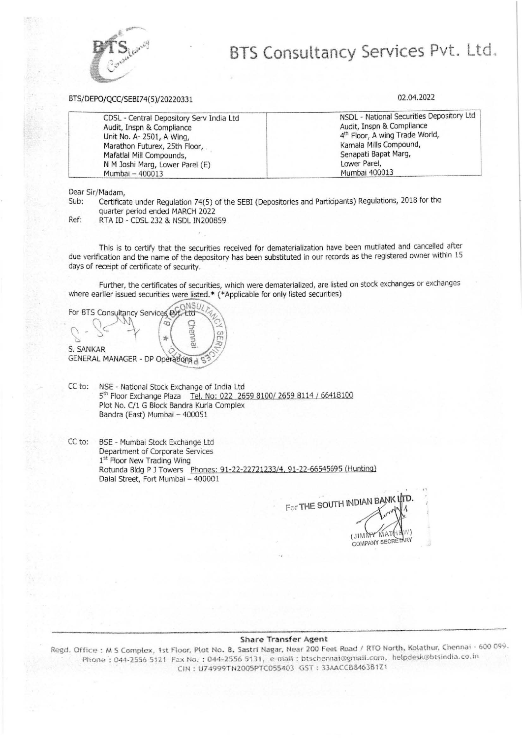# BTS Consultancy Services Pvt. Ltd.

BTS/DEPO/QCC/SEBI74(5)/20220331

02.04.2022

| | |
|---|---|
| CDSL - Central Depository Serv India Ltd<br>Audit, Inspn & Compliance<br>Unit No. A- 2501, A Wing,<br>Marathon Futurex, 25th Floor,<br>Mafatlal Mill Compounds,<br>N M Joshi Marg, Lower Parel (E)<br>Mumbai – 400013 | NSDL - National Securities Depository Ltd<br>Audit, Inspn & Compliance<br>4th Floor, A wing Trade World,<br>Kamala Mills Compound,<br>Senapati Bapat Marg,<br>Lower Parel,<br>Mumbai 400013 |

Dear Sir/Madam,

Sub: Certificate under Regulation 74(5) of the SEBI (Depositories and Participants) Regulations, 2018 for the quarter period ended MARCH 2022

Ref: RTA ID - CDSL 232 & NSDL IN200859

This is to certify that the securities received for dematerialization have been mutilated and cancelled after due verification and the name of the depository has been substituted in our records as the registered owner within 15 days of receipt of certificate of security.

Further, the certificates of securities, which were dematerialized, are listed on stock exchanges or exchanges where earlier issued securities were listed.* (*Applicable for only listed securities)

For BTS Consultancy Services Pvt. Ltd

S. SANKAR
GENERAL MANAGER - DP Operations

CC to: NSE - National Stock Exchange of India Ltd
5th Floor Exchange Plaza Tel. No: 022 2659 8100/ 2659 8114 / 66418100
Plot No. C/1 G Block Bandra Kurla Complex
Bandra (East) Mumbai – 400051

CC to: BSE - Mumbai Stock Exchange Ltd
Department of Corporate Services
1st Floor New Trading Wing
Rotunda Bldg P J Towers Phones: 91-22-22721233/4, 91-22-66545695 (Hunting)
Dalal Street, Fort Mumbai – 400001

For THE SOUTH INDIAN BANK LTD.

(JIMMY MATHEW)
COMPANY SECRETARY

**Share Transfer Agent**

Regd. Office : M S Complex, 1st Floor, Plot No. 8, Sastri Nagar, Near 200 Feet Road / RTO North, Kolathur, Chennai - 600 099.
Phone : 044-2556 5121 Fax No. : 044-2556 5131, e-mail : btschennai@gmail.com, helpdesk@btsindia.co.in
CIN : U74999TN2005PTC055403 GST : 33AACCB8463B1Z1